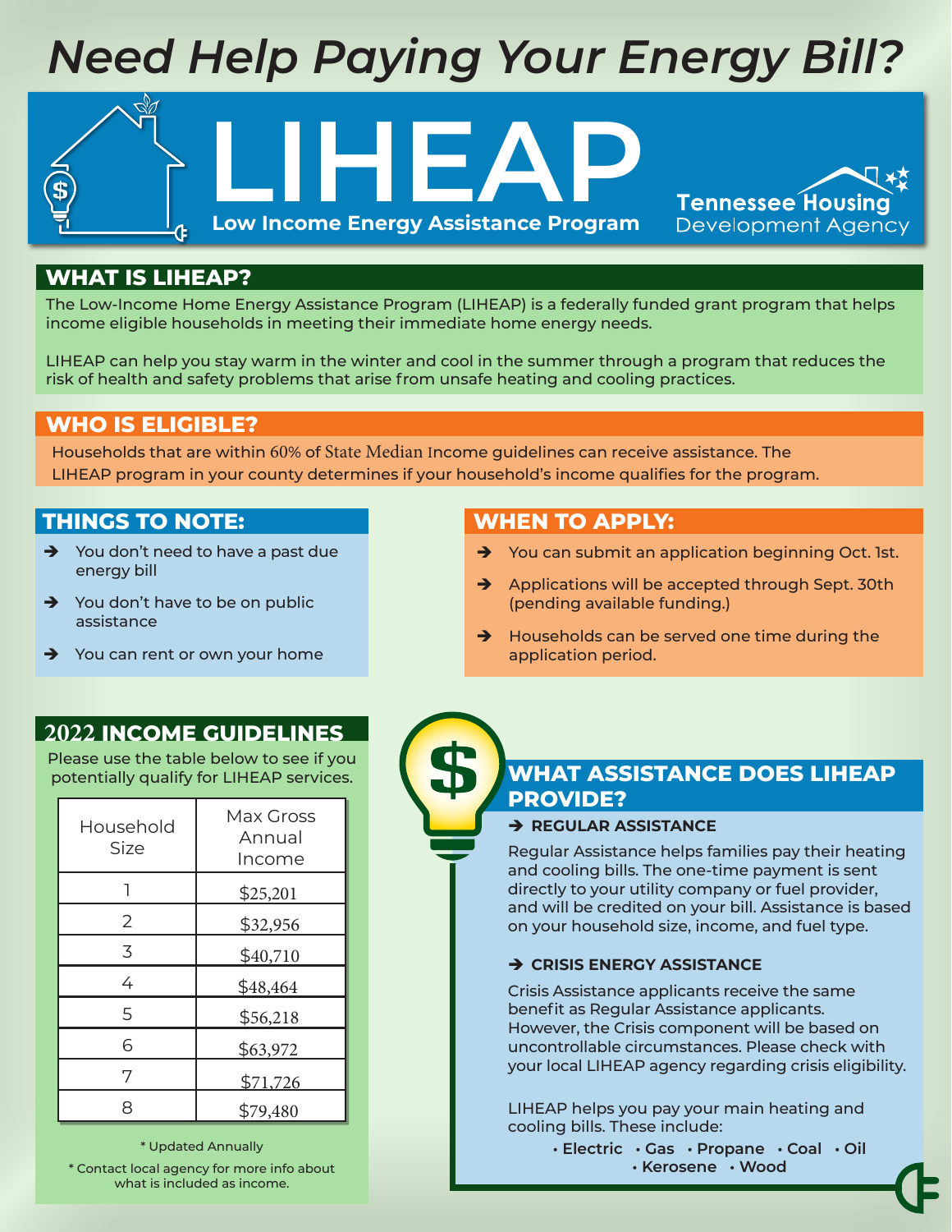# Need Help Paying Your Energy Bill?

# LIHEAP

**Low Income Energy Assistance Program**

Tennessee Housing Development Agency

## WHAT IS LIHEAP?

The Low-Income Home Energy Assistance Program (LIHEAP) is a federally funded grant program that helps income eligible households in meeting their immediate home energy needs.

LIHEAP can help you stay warm in the winter and cool in the summer through a program that reduces the risk of health and safety problems that arise from unsafe heating and cooling practices.

## WHO IS ELIGIBLE?

Households that are within 60% of State Median Income guidelines can receive assistance. The LIHEAP program in your county determines if your household's income qualifies for the program.

## THINGS TO NOTE:

- You don't need to have a past due energy bill
- You don't have to be on public assistance
- You can rent or own your home

## WHEN TO APPLY:

- You can submit an application beginning Oct. 1st.
- Applications will be accepted through Sept. 30th (pending available funding.)
- Households can be served one time during the application period.

## 2022 INCOME GUIDELINES

Please use the table below to see if you potentially qualify for LIHEAP services.

| Household Size | Max Gross Annual Income |
|---|---|
| 1 | $25,201 |
| 2 | $32,956 |
| 3 | $40,710 |
| 4 | $48,464 |
| 5 | $56,218 |
| 6 | $63,972 |
| 7 | $71,726 |
| 8 | $79,480 |

\* Updated Annually

\* Contact local agency for more info about what is included as income.

## WHAT ASSISTANCE DOES LIHEAP PROVIDE?

### REGULAR ASSISTANCE

Regular Assistance helps families pay their heating and cooling bills. The one-time payment is sent directly to your utility company or fuel provider, and will be credited on your bill. Assistance is based on your household size, income, and fuel type.

### CRISIS ENERGY ASSISTANCE

Crisis Assistance applicants receive the same benefit as Regular Assistance applicants. However, the Crisis component will be based on uncontrollable circumstances. Please check with your local LIHEAP agency regarding crisis eligibility.

LIHEAP helps you pay your main heating and cooling bills. These include:

- **Electric**
- **Gas**
- **Propane**
- **Coal**
- **Oil**
- **Kerosene**
- **Wood**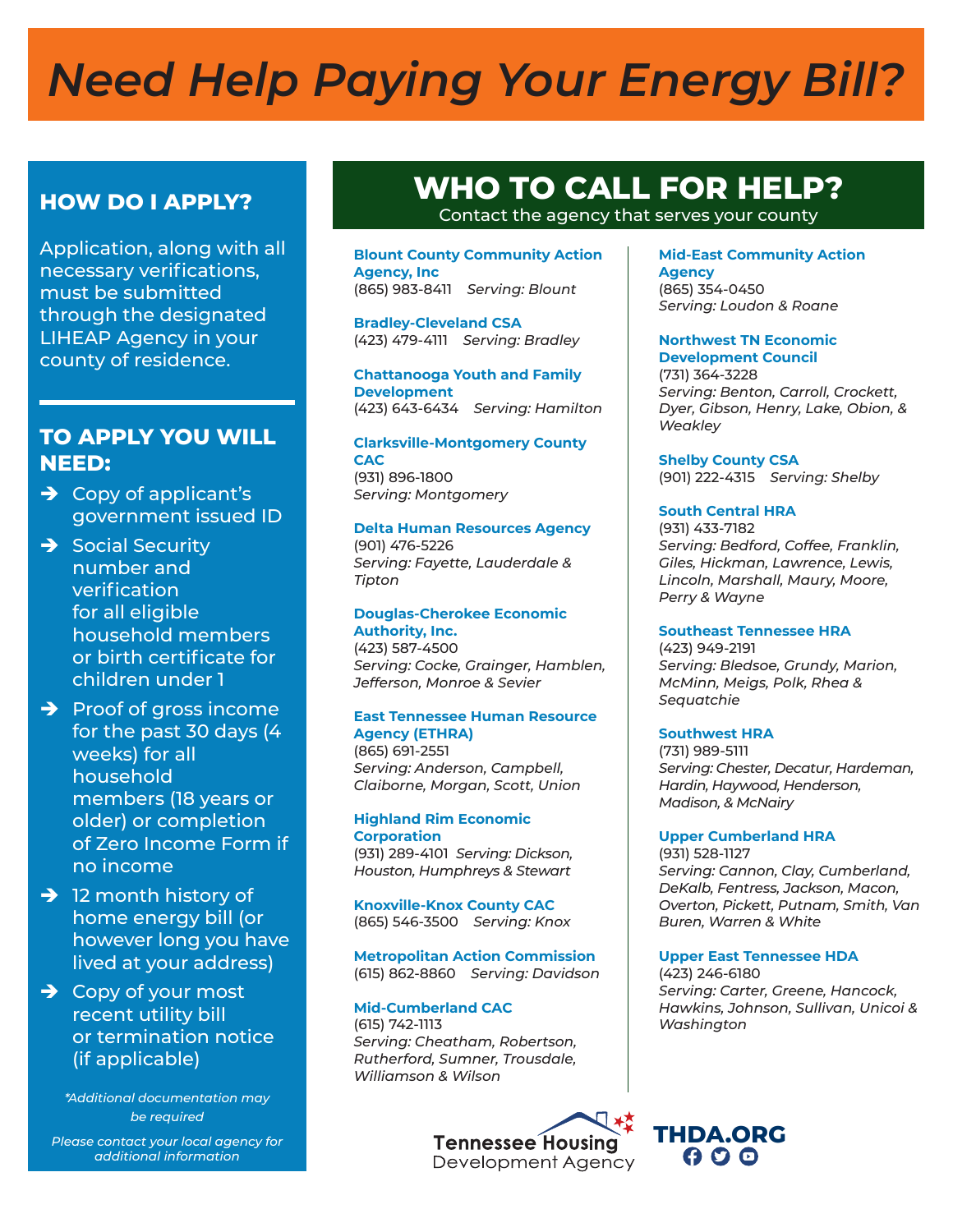# Need Help Paying Your Energy Bill?

## HOW DO I APPLY?

Application, along with all necessary verifications, must be submitted through the designated LIHEAP Agency in your county of residence.

## TO APPLY YOU WILL NEED:

- Copy of applicant's government issued ID
- Social Security number and verification for all eligible household members or birth certificate for children under 1
- Proof of gross income for the past 30 days (4 weeks) for all household members (18 years or older) or completion of Zero Income Form if no income
- 12 month history of home energy bill (or however long you have lived at your address)
- Copy of your most recent utility bill or termination notice (if applicable)

*\*Additional documentation may be required*

*Please contact your local agency for additional information*

## WHO TO CALL FOR HELP?

Contact the agency that serves your county

**Blount County Community Action Agency, Inc**
(865) 983-8411 *Serving: Blount*

**Bradley-Cleveland CSA**
(423) 479-4111 *Serving: Bradley*

**Chattanooga Youth and Family Development**
(423) 643-6434 *Serving: Hamilton*

**Clarksville-Montgomery County CAC**
(931) 896-1800
*Serving: Montgomery*

**Delta Human Resources Agency**
(901) 476-5226
*Serving: Fayette, Lauderdale & Tipton*

**Douglas-Cherokee Economic Authority, Inc.**
(423) 587-4500
*Serving: Cocke, Grainger, Hamblen, Jefferson, Monroe & Sevier*

**East Tennessee Human Resource Agency (ETHRA)**
(865) 691-2551
*Serving: Anderson, Campbell, Claiborne, Morgan, Scott, Union*

**Highland Rim Economic Corporation**
(931) 289-4101 *Serving: Dickson, Houston, Humphreys & Stewart*

**Knoxville-Knox County CAC**
(865) 546-3500 *Serving: Knox*

**Metropolitan Action Commission**
(615) 862-8860 *Serving: Davidson*

**Mid-Cumberland CAC**
(615) 742-1113
*Serving: Cheatham, Robertson, Rutherford, Sumner, Trousdale, Williamson & Wilson*

**Mid-East Community Action Agency**
(865) 354-0450
*Serving: Loudon & Roane*

**Northwest TN Economic Development Council**
(731) 364-3228
*Serving: Benton, Carroll, Crockett, Dyer, Gibson, Henry, Lake, Obion, & Weakley*

**Shelby County CSA**
(901) 222-4315 *Serving: Shelby*

**South Central HRA**
(931) 433-7182
*Serving: Bedford, Coffee, Franklin, Giles, Hickman, Lawrence, Lewis, Lincoln, Marshall, Maury, Moore, Perry & Wayne*

**Southeast Tennessee HRA**
(423) 949-2191
*Serving: Bledsoe, Grundy, Marion, McMinn, Meigs, Polk, Rhea & Sequatchie*

**Southwest HRA**
(731) 989-5111
*Serving: Chester, Decatur, Hardeman, Hardin, Haywood, Henderson, Madison, & McNairy*

**Upper Cumberland HRA**
(931) 528-1127
*Serving: Cannon, Clay, Cumberland, DeKalb, Fentress, Jackson, Macon, Overton, Pickett, Putnam, Smith, Van Buren, Warren & White*

**Upper East Tennessee HDA**
(423) 246-6180
*Serving: Carter, Greene, Hancock, Hawkins, Johnson, Sullivan, Unicoi & Washington*

Tennessee Housing Development Agency

THDA.ORG